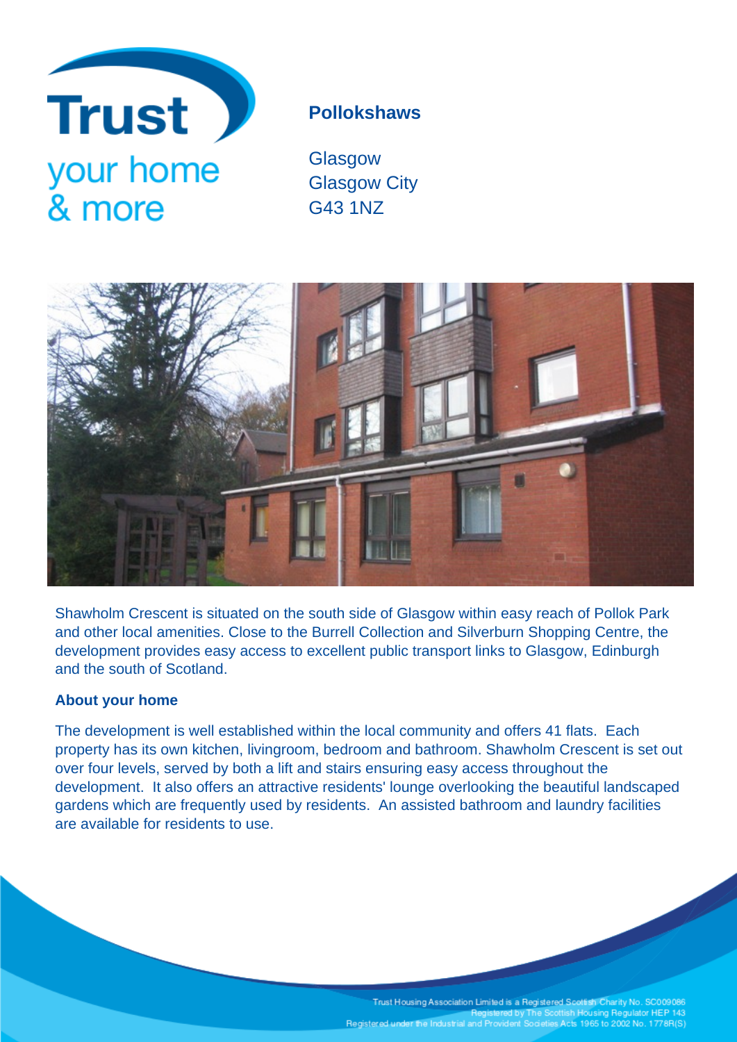Trust
your home
& more

## Pollokshaws

Glasgow
Glasgow City
G43 1NZ

Shawholm Crescent is situated on the south side of Glasgow within easy reach of Pollok Park and other local amenities. Close to the Burrell Collection and Silverburn Shopping Centre, the development provides easy access to excellent public transport links to Glasgow, Edinburgh and the south of Scotland.

### About your home

The development is well established within the local community and offers 41 flats. Each property has its own kitchen, livingroom, bedroom and bathroom. Shawholm Crescent is set out over four levels, served by both a lift and stairs ensuring easy access throughout the development. It also offers an attractive residents' lounge overlooking the beautiful landscaped gardens which are frequently used by residents. An assisted bathroom and laundry facilities are available for residents to use.

Trust Housing Association Limited is a Registered Scottish Charity No. SC009086
Registered by The Scottish Housing Regulator HEP 143
Registered under the Industrial and Provident Societies Acts 1965 to 2002 No. 1778R(S)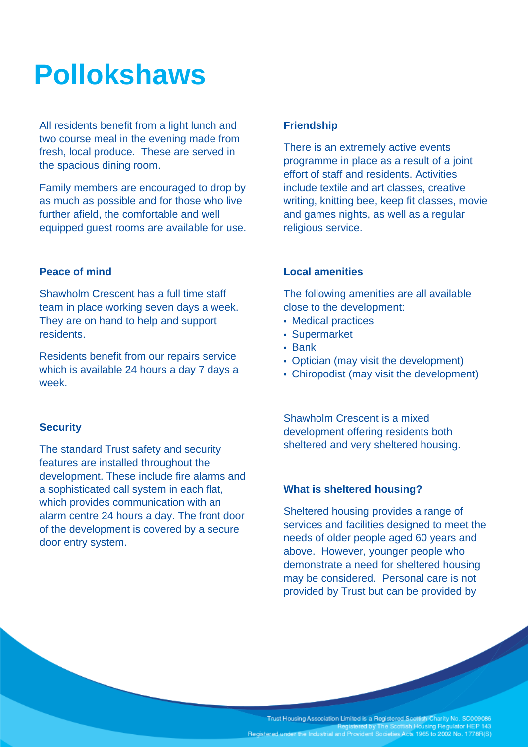# Pollokshaws

All residents benefit from a light lunch and two course meal in the evening made from fresh, local produce. These are served in the spacious dining room.

Family members are encouraged to drop by as much as possible and for those who live further afield, the comfortable and well equipped guest rooms are available for use.

### Peace of mind

Shawholm Crescent has a full time staff team in place working seven days a week. They are on hand to help and support residents.

Residents benefit from our repairs service which is available 24 hours a day 7 days a week.

### Security

The standard Trust safety and security features are installed throughout the development. These include fire alarms and a sophisticated call system in each flat, which provides communication with an alarm centre 24 hours a day. The front door of the development is covered by a secure door entry system.

### Friendship

There is an extremely active events programme in place as a result of a joint effort of staff and residents. Activities include textile and art classes, creative writing, knitting bee, keep fit classes, movie and games nights, as well as a regular religious service.

### Local amenities

The following amenities are all available close to the development:

- Medical practices
- Supermarket
- Bank
- Optician (may visit the development)
- Chiropodist (may visit the development)

Shawholm Crescent is a mixed development offering residents both sheltered and very sheltered housing.

### What is sheltered housing?

Sheltered housing provides a range of services and facilities designed to meet the needs of older people aged 60 years and above. However, younger people who demonstrate a need for sheltered housing may be considered. Personal care is not provided by Trust but can be provided by

Trust Housing Association Limited is a Registered Scottish Charity No. SC009086
Registered by The Scottish Housing Regulator HEP 143
Registered under the Industrial and Provident Societies Acts 1965 to 2002 No. 1778R(S)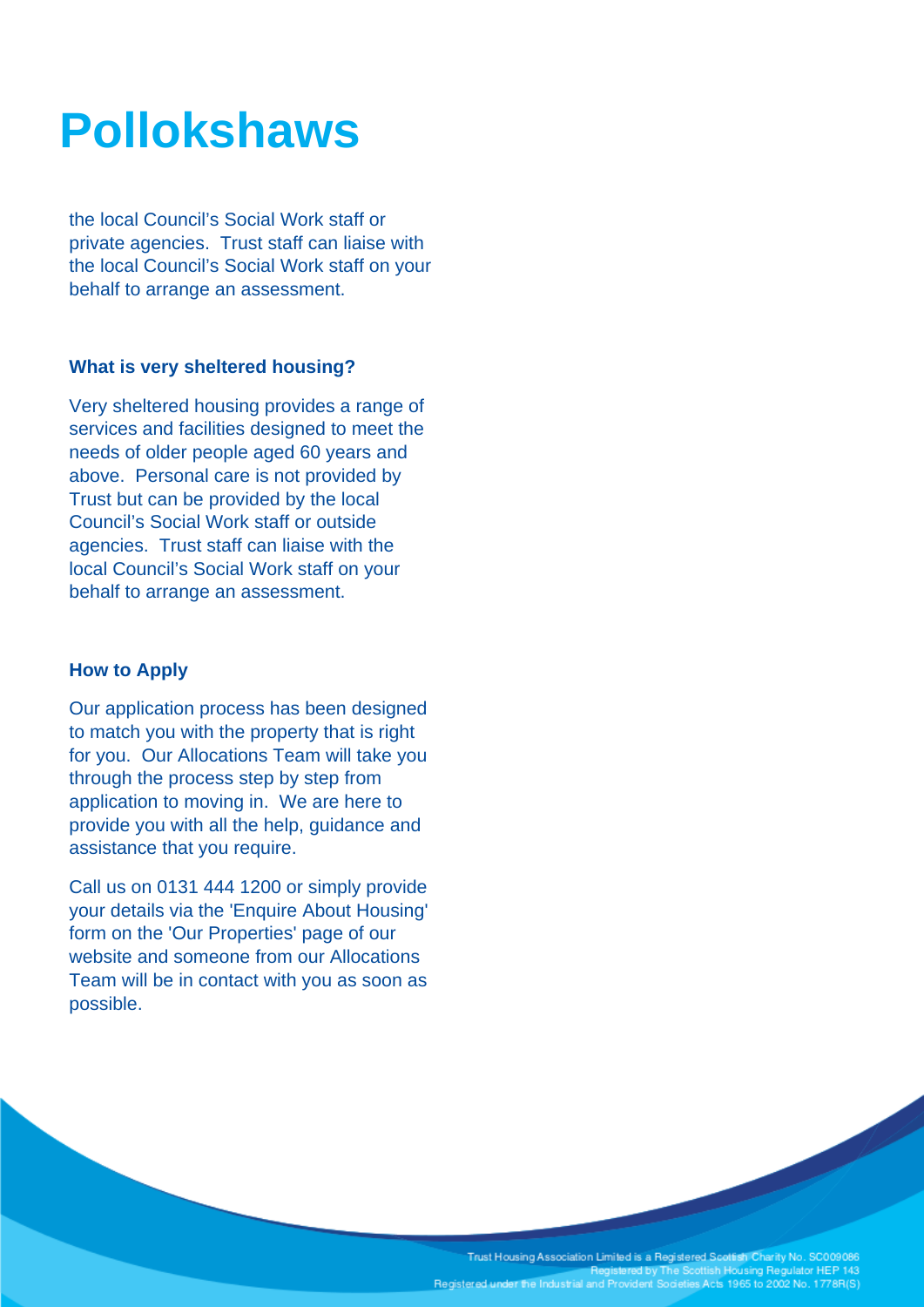the local Council's Social Work staff or private agencies. Trust staff can liaise with the local Council's Social Work staff on your behalf to arrange an assessment.

### What is very sheltered housing?

Very sheltered housing provides a range of services and facilities designed to meet the needs of older people aged 60 years and above. Personal care is not provided by Trust but can be provided by the local Council's Social Work staff or outside agencies. Trust staff can liaise with the local Council's Social Work staff on your behalf to arrange an assessment.

### How to Apply

Our application process has been designed to match you with the property that is right for you. Our Allocations Team will take you through the process step by step from application to moving in. We are here to provide you with all the help, guidance and assistance that you require.

Call us on 0131 444 1200 or simply provide your details via the 'Enquire About Housing' form on the 'Our Properties' page of our website and someone from our Allocations Team will be in contact with you as soon as possible.